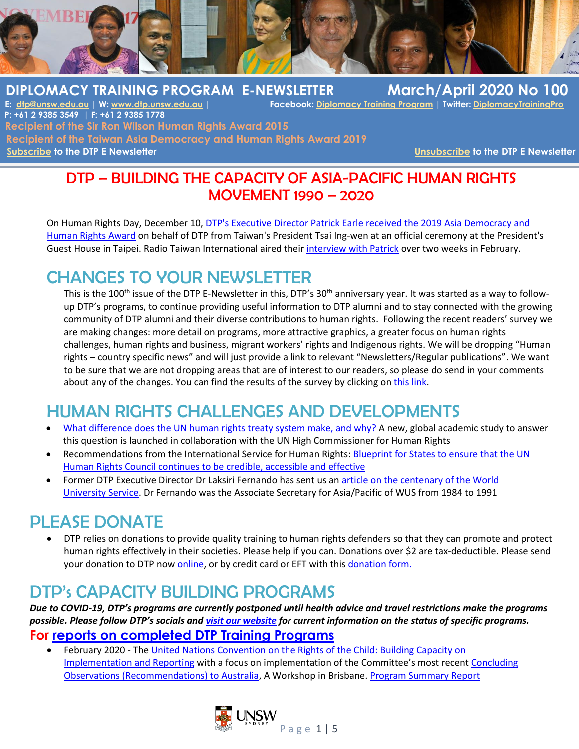# DIPLOMACY TRAINING PROGRAM E-NEWSLETTER March/April 2020 No 100

**E: dtp@unsw.edu.au | W: www.dtp.unsw.edu.au | Facebook: Diplomacy Training Program | Twitter: DiplomacyTrainingPro**
**P: +61 2 9385 3549 | F: +61 2 9385 1778**

**Recipient of the Sir Ron Wilson Human Rights Award 2015**

**Recipient of the Taiwan Asia Democracy and Human Rights Award 2019**

**Subscribe to the DTP E Newsletter** **Unsubscribe to the DTP E Newsletter**

## DTP – BUILDING THE CAPACITY OF ASIA-PACIFIC HUMAN RIGHTS MOVEMENT 1990 – 2020

On Human Rights Day, December 10, DTP's Executive Director Patrick Earle received the 2019 Asia Democracy and Human Rights Award on behalf of DTP from Taiwan's President Tsai Ing-wen at an official ceremony at the President's Guest House in Taipei. Radio Taiwan International aired their interview with Patrick over two weeks in February.

## CHANGES TO YOUR NEWSLETTER

This is the 100th issue of the DTP E-Newsletter in this, DTP's 30th anniversary year. It was started as a way to follow-up DTP's programs, to continue providing useful information to DTP alumni and to stay connected with the growing community of DTP alumni and their diverse contributions to human rights. Following the recent readers' survey we are making changes: more detail on programs, more attractive graphics, a greater focus on human rights challenges, human rights and business, migrant workers' rights and Indigenous rights. We will be dropping "Human rights – country specific news" and will just provide a link to relevant "Newsletters/Regular publications". We want to be sure that we are not dropping areas that are of interest to our readers, so please do send in your comments about any of the changes. You can find the results of the survey by clicking on this link.

## HUMAN RIGHTS CHALLENGES AND DEVELOPMENTS

- What difference does the UN human rights treaty system make, and why? A new, global academic study to answer this question is launched in collaboration with the UN High Commissioner for Human Rights
- Recommendations from the International Service for Human Rights: Blueprint for States to ensure that the UN Human Rights Council continues to be credible, accessible and effective
- Former DTP Executive Director Dr Laksiri Fernando has sent us an article on the centenary of the World University Service. Dr Fernando was the Associate Secretary for Asia/Pacific of WUS from 1984 to 1991

## PLEASE DONATE

- DTP relies on donations to provide quality training to human rights defenders so that they can promote and protect human rights effectively in their societies. Please help if you can. Donations over $2 are tax-deductible. Please send your donation to DTP now online, or by credit card or EFT with this donation form.

## DTP's CAPACITY BUILDING PROGRAMS

***Due to COVID-19, DTP's programs are currently postponed until health advice and travel restrictions make the programs possible. Please follow DTP's socials and visit our website for current information on the status of specific programs.***

### For reports on completed DTP Training Programs

- February 2020 - The United Nations Convention on the Rights of the Child: Building Capacity on Implementation and Reporting with a focus on implementation of the Committee's most recent Concluding Observations (Recommendations) to Australia, A Workshop in Brisbane. Program Summary Report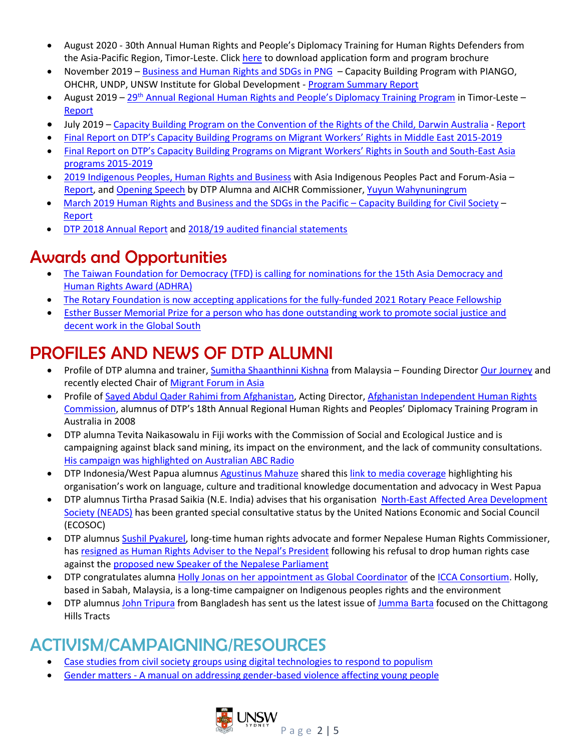- August 2020 - 30th Annual Human Rights and People's Diplomacy Training for Human Rights Defenders from the Asia-Pacific Region, Timor-Leste. Click here to download application form and program brochure
- November 2019 – Business and Human Rights and SDGs in PNG – Capacity Building Program with PIANGO, OHCHR, UNDP, UNSW Institute for Global Development - Program Summary Report
- August 2019 – 29th Annual Regional Human Rights and People's Diplomacy Training Program in Timor-Leste – Report
- July 2019 – Capacity Building Program on the Convention of the Rights of the Child, Darwin Australia - Report
- Final Report on DTP's Capacity Building Programs on Migrant Workers' Rights in Middle East 2015-2019
- Final Report on DTP's Capacity Building Programs on Migrant Workers' Rights in South and South-East Asia programs 2015-2019
- 2019 Indigenous Peoples, Human Rights and Business with Asia Indigenous Peoples Pact and Forum-Asia – Report, and Opening Speech by DTP Alumna and AICHR Commissioner, Yuyun Wahynuningrum
- March 2019 Human Rights and Business and the SDGs in the Pacific – Capacity Building for Civil Society – Report
- DTP 2018 Annual Report and 2018/19 audited financial statements

## Awards and Opportunities

- The Taiwan Foundation for Democracy (TFD) is calling for nominations for the 15th Asia Democracy and Human Rights Award (ADHRA)
- The Rotary Foundation is now accepting applications for the fully-funded 2021 Rotary Peace Fellowship
- Esther Busser Memorial Prize for a person who has done outstanding work to promote social justice and decent work in the Global South

## PROFILES AND NEWS OF DTP ALUMNI

- Profile of DTP alumna and trainer, Sumitha Shaanthinni Kishna from Malaysia – Founding Director Our Journey and recently elected Chair of Migrant Forum in Asia
- Profile of Sayed Abdul Qader Rahimi from Afghanistan, Acting Director, Afghanistan Independent Human Rights Commission, alumnus of DTP's 18th Annual Regional Human Rights and Peoples' Diplomacy Training Program in Australia in 2008
- DTP alumna Tevita Naikasowalu in Fiji works with the Commission of Social and Ecological Justice and is campaigning against black sand mining, its impact on the environment, and the lack of community consultations. His campaign was highlighted on Australian ABC Radio
- DTP Indonesia/West Papua alumnus Agustinus Mahuze shared this link to media coverage highlighting his organisation's work on language, culture and traditional knowledge documentation and advocacy in West Papua
- DTP alumnus Tirtha Prasad Saikia (N.E. India) advises that his organisation North-East Affected Area Development Society (NEADS) has been granted special consultative status by the United Nations Economic and Social Council (ECOSOC)
- DTP alumnus Sushil Pyakurel, long-time human rights advocate and former Nepalese Human Rights Commissioner, has resigned as Human Rights Adviser to the Nepal's President following his refusal to drop human rights case against the proposed new Speaker of the Nepalese Parliament
- DTP congratulates alumna Holly Jonas on her appointment as Global Coordinator of the ICCA Consortium. Holly, based in Sabah, Malaysia, is a long-time campaigner on Indigenous peoples rights and the environment
- DTP alumnus John Tripura from Bangladesh has sent us the latest issue of Jumma Barta focused on the Chittagong Hills Tracts

## ACTIVISM/CAMPAIGNING/RESOURCES

- Case studies from civil society groups using digital technologies to respond to populism
- Gender matters - A manual on addressing gender-based violence affecting young people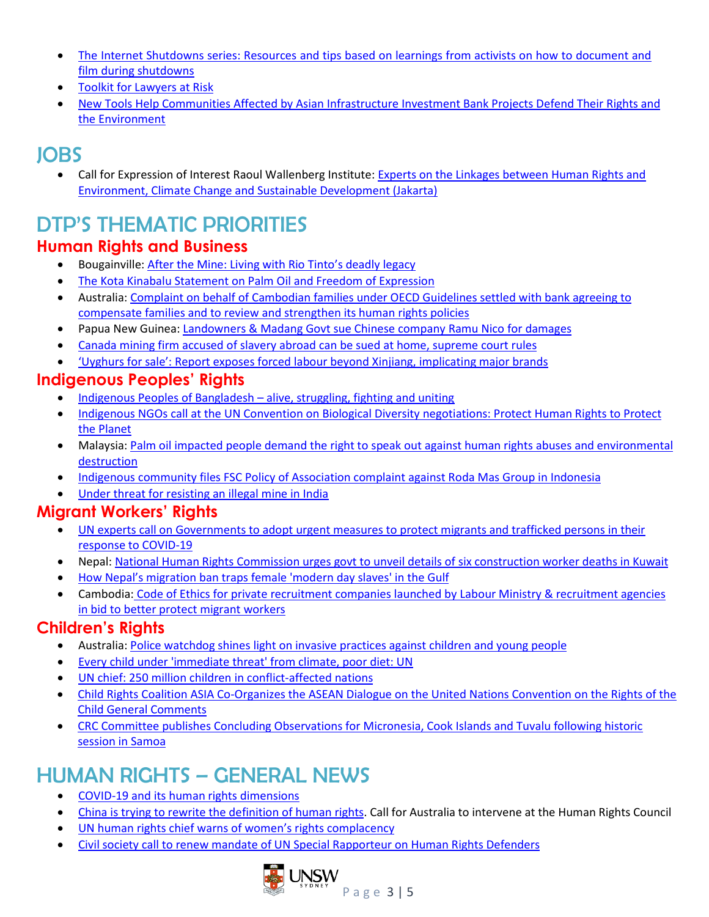- The Internet Shutdowns series: Resources and tips based on learnings from activists on how to document and film during shutdowns
- Toolkit for Lawyers at Risk
- New Tools Help Communities Affected by Asian Infrastructure Investment Bank Projects Defend Their Rights and the Environment

# JOBS

- Call for Expression of Interest Raoul Wallenberg Institute: Experts on the Linkages between Human Rights and Environment, Climate Change and Sustainable Development (Jakarta)

# DTP'S THEMATIC PRIORITIES

## Human Rights and Business

- Bougainville: After the Mine: Living with Rio Tinto's deadly legacy
- The Kota Kinabalu Statement on Palm Oil and Freedom of Expression
- Australia: Complaint on behalf of Cambodian families under OECD Guidelines settled with bank agreeing to compensate families and to review and strengthen its human rights policies
- Papua New Guinea: Landowners & Madang Govt sue Chinese company Ramu Nico for damages
- Canada mining firm accused of slavery abroad can be sued at home, supreme court rules
- 'Uyghurs for sale': Report exposes forced labour beyond Xinjiang, implicating major brands

## Indigenous Peoples' Rights

- Indigenous Peoples of Bangladesh – alive, struggling, fighting and uniting
- Indigenous NGOs call at the UN Convention on Biological Diversity negotiations: Protect Human Rights to Protect the Planet
- Malaysia: Palm oil impacted people demand the right to speak out against human rights abuses and environmental destruction
- Indigenous community files FSC Policy of Association complaint against Roda Mas Group in Indonesia
- Under threat for resisting an illegal mine in India

## Migrant Workers' Rights

- UN experts call on Governments to adopt urgent measures to protect migrants and trafficked persons in their response to COVID-19
- Nepal: National Human Rights Commission urges govt to unveil details of six construction worker deaths in Kuwait
- How Nepal's migration ban traps female 'modern day slaves' in the Gulf
- Cambodia: Code of Ethics for private recruitment companies launched by Labour Ministry & recruitment agencies in bid to better protect migrant workers

## Children's Rights

- Australia: Police watchdog shines light on invasive practices against children and young people
- Every child under 'immediate threat' from climate, poor diet: UN
- UN chief: 250 million children in conflict-affected nations
- Child Rights Coalition ASIA Co-Organizes the ASEAN Dialogue on the United Nations Convention on the Rights of the Child General Comments
- CRC Committee publishes Concluding Observations for Micronesia, Cook Islands and Tuvalu following historic session in Samoa

# HUMAN RIGHTS – GENERAL NEWS

- COVID-19 and its human rights dimensions
- China is trying to rewrite the definition of human rights. Call for Australia to intervene at the Human Rights Council
- UN human rights chief warns of women's rights complacency
- Civil society call to renew mandate of UN Special Rapporteur on Human Rights Defenders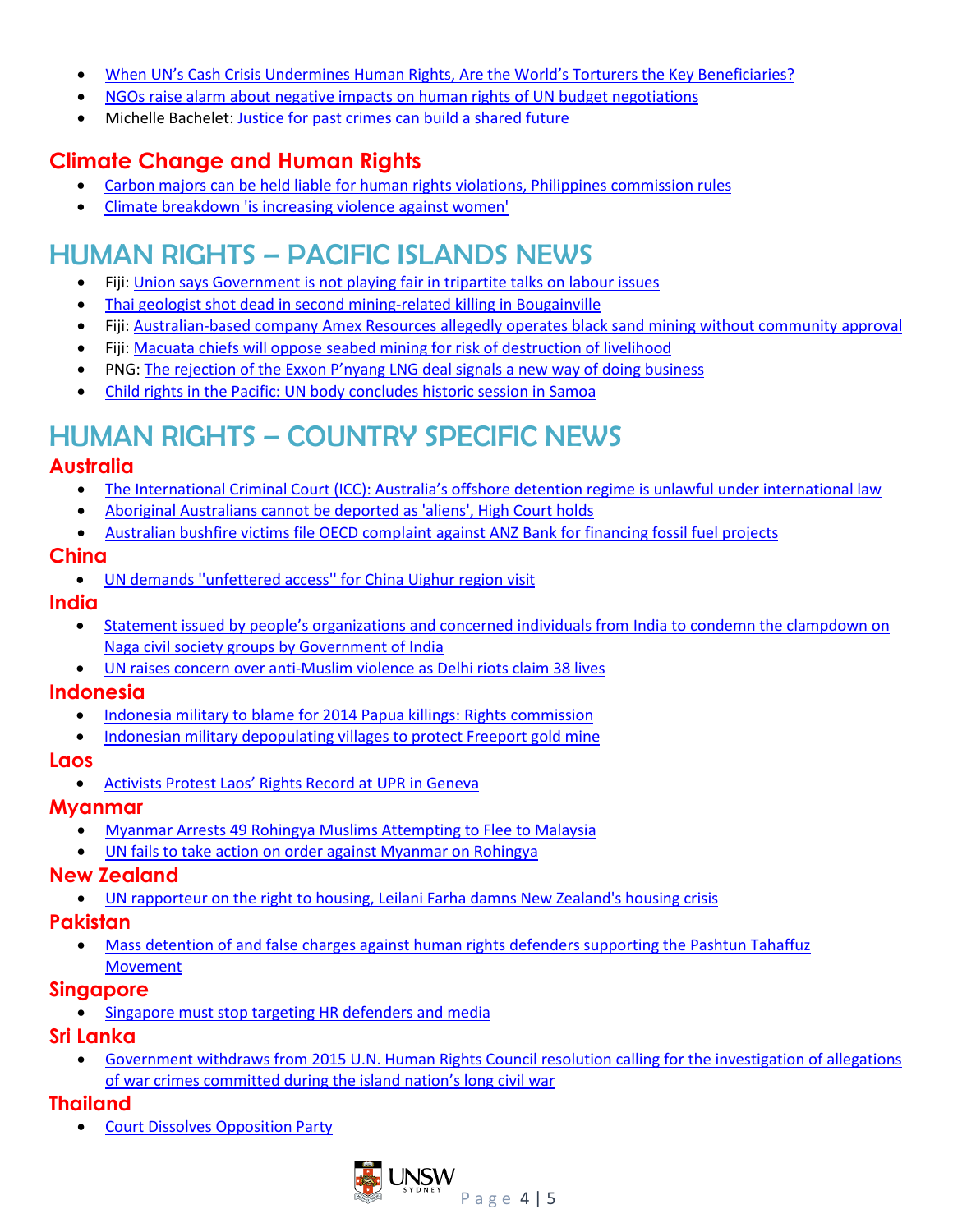- When UN's Cash Crisis Undermines Human Rights, Are the World's Torturers the Key Beneficiaries?
- NGOs raise alarm about negative impacts on human rights of UN budget negotiations
- Michelle Bachelet: Justice for past crimes can build a shared future

### Climate Change and Human Rights

- Carbon majors can be held liable for human rights violations, Philippines commission rules
- Climate breakdown 'is increasing violence against women'

## HUMAN RIGHTS – PACIFIC ISLANDS NEWS

- Fiji: Union says Government is not playing fair in tripartite talks on labour issues
- Thai geologist shot dead in second mining-related killing in Bougainville
- Fiji: Australian-based company Amex Resources allegedly operates black sand mining without community approval
- Fiji: Macuata chiefs will oppose seabed mining for risk of destruction of livelihood
- PNG: The rejection of the Exxon P'nyang LNG deal signals a new way of doing business
- Child rights in the Pacific: UN body concludes historic session in Samoa

## HUMAN RIGHTS – COUNTRY SPECIFIC NEWS

### Australia

- The International Criminal Court (ICC): Australia's offshore detention regime is unlawful under international law
- Aboriginal Australians cannot be deported as 'aliens', High Court holds
- Australian bushfire victims file OECD complaint against ANZ Bank for financing fossil fuel projects

### China

- UN demands ''unfettered access'' for China Uighur region visit

### India

- Statement issued by people's organizations and concerned individuals from India to condemn the clampdown on Naga civil society groups by Government of India
- UN raises concern over anti-Muslim violence as Delhi riots claim 38 lives

### Indonesia

- Indonesia military to blame for 2014 Papua killings: Rights commission
- Indonesian military depopulating villages to protect Freeport gold mine

### Laos

- Activists Protest Laos' Rights Record at UPR in Geneva

### Myanmar

- Myanmar Arrests 49 Rohingya Muslims Attempting to Flee to Malaysia
- UN fails to take action on order against Myanmar on Rohingya

### New Zealand

- UN rapporteur on the right to housing, Leilani Farha damns New Zealand's housing crisis

### Pakistan

- Mass detention of and false charges against human rights defenders supporting the Pashtun Tahaffuz Movement

### Singapore

- Singapore must stop targeting HR defenders and media

### Sri Lanka

- Government withdraws from 2015 U.N. Human Rights Council resolution calling for the investigation of allegations of war crimes committed during the island nation's long civil war

### Thailand

- Court Dissolves Opposition Party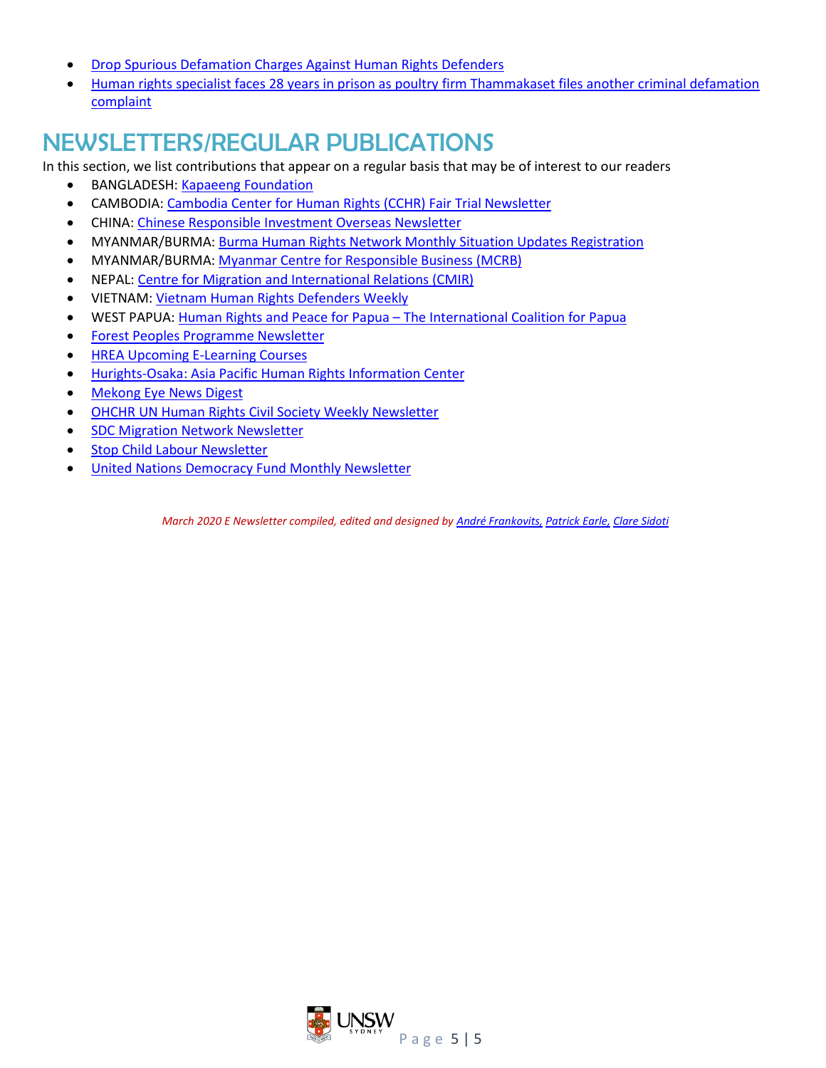- Drop Spurious Defamation Charges Against Human Rights Defenders
- Human rights specialist faces 28 years in prison as poultry firm Thammakaset files another criminal defamation complaint

# NEWSLETTERS/REGULAR PUBLICATIONS

In this section, we list contributions that appear on a regular basis that may be of interest to our readers

- BANGLADESH: Kapaeeng Foundation
- CAMBODIA: Cambodia Center for Human Rights (CCHR) Fair Trial Newsletter
- CHINA: Chinese Responsible Investment Overseas Newsletter
- MYANMAR/BURMA: Burma Human Rights Network Monthly Situation Updates Registration
- MYANMAR/BURMA: Myanmar Centre for Responsible Business (MCRB)
- NEPAL: Centre for Migration and International Relations (CMIR)
- VIETNAM: Vietnam Human Rights Defenders Weekly
- WEST PAPUA: Human Rights and Peace for Papua – The International Coalition for Papua
- Forest Peoples Programme Newsletter
- HREA Upcoming E-Learning Courses
- Hurights-Osaka: Asia Pacific Human Rights Information Center
- Mekong Eye News Digest
- OHCHR UN Human Rights Civil Society Weekly Newsletter
- SDC Migration Network Newsletter
- Stop Child Labour Newsletter
- United Nations Democracy Fund Monthly Newsletter

*March 2020 E Newsletter compiled, edited and designed by André Frankovits, Patrick Earle, Clare Sidoti*